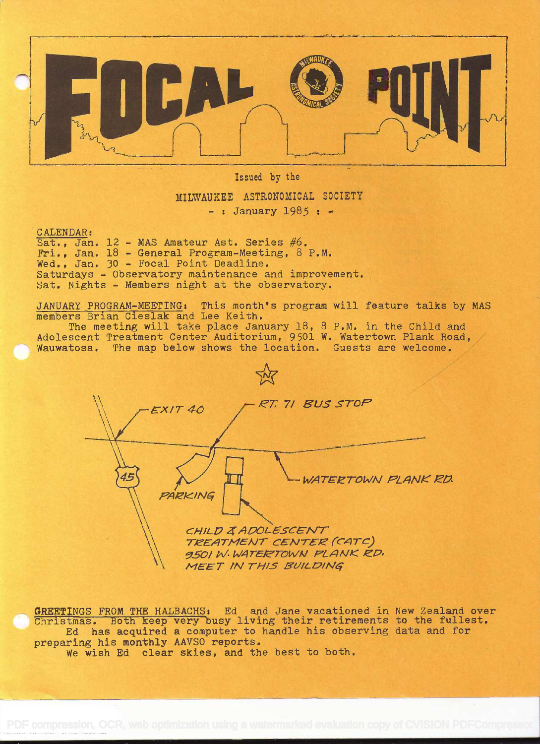# FOCAL POINT

Issued by the

MILWAUKEE ASTRONOMICAL SOCIETY

- : January 1985 : -

CALENDAR:

Sat., Jan. 12 - MAS Amateur Ast. Series #6.
Fri., Jan. 18 - General Program-Meeting, 8 P.M.
Wed., Jan. 30 - Focal Point Deadline.
Saturdays - Observatory maintenance and improvement.
Sat. Nights - Members night at the observatory.

JANUARY PROGRAM-MEETING: This month's program will feature talks by MAS members Brian Cieslak and Lee Keith.

The meeting will take place January 18, 8 P.M. in the Child and Adolescent Treatment Center Auditorium, 9501 W. Watertown Plank Road, Wauwatosa. The map below shows the location. Guests are welcome.

N

EXIT 40

RT. 71 BUS STOP

45

WATERTOWN PLANK RD.

PARKING

CHILD & ADOLESCENT TREATMENT CENTER (CATC)
9501 W. WATERTOWN PLANK RD.
MEET IN THIS BUILDING

GREETINGS FROM THE HALBACHS: Ed and Jane vacationed in New Zealand over Christmas. Both keep very busy living their retirements to the fullest.

Ed has acquired a computer to handle his observing data and for preparing his monthly AAVSO reports.

We wish Ed clear skies, and the best to both.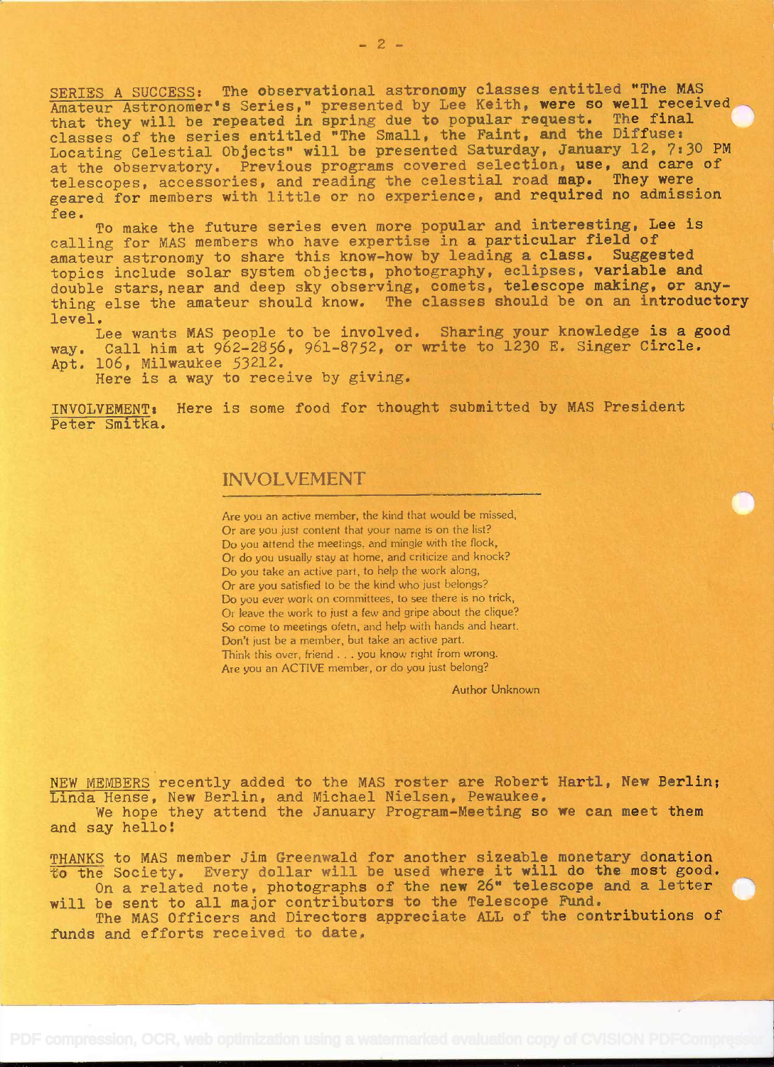SERIES A SUCCESS: The observational astronomy classes entitled "The MAS Amateur Astronomer's Series," presented by Lee Keith, were so well received that they will be repeated in spring due to popular request. The final classes of the series entitled "The Small, the Faint, and the Diffuse: Locating Celestial Objects" will be presented Saturday, January 12, 7:30 PM at the observatory. Previous programs covered selection, use, and care of telescopes, accessories, and reading the celestial road map. They were geared for members with little or no experience, and required no admission fee.

To make the future series even more popular and interesting, Lee is calling for MAS members who have expertise in a particular field of amateur astronomy to share this know-how by leading a class. Suggested topics include solar system objects, photography, eclipses, variable and double stars, near and deep sky observing, comets, telescope making, or anything else the amateur should know. The classes should be on an introductory level.

Lee wants MAS people to be involved. Sharing your knowledge is a good way. Call him at 962-2856, 961-8752, or write to 1230 E. Singer Circle. Apt. 106, Milwaukee 53212.

Here is a way to receive by giving.

INVOLVEMENT: Here is some food for thought submitted by MAS President Peter Smitka.

## INVOLVEMENT

Are you an active member, the kind that would be missed,
Or are you just content that your name is on the list?
Do you attend the meetings, and mingle with the flock,
Or do you usually stay at home, and criticize and knock?
Do you take an active part, to help the work along,
Or are you satisfied to be the kind who just belongs?
Do you ever work on committees, to see there is no trick,
Or leave the work to just a few and gripe about the clique?
So come to meetings ofetn, and help with hands and heart.
Don't just be a member, but take an active part.
Think this over, friend . . . you know right from wrong.
Are you an ACTIVE member, or do you just belong?

Author Unknown

NEW MEMBERS recently added to the MAS roster are Robert Hartl, New Berlin; Linda Hense, New Berlin, and Michael Nielsen, Pewaukee.

We hope they attend the January Program-Meeting so we can meet them and say hello!

THANKS to MAS member Jim Greenwald for another sizeable monetary donation to the Society. Every dollar will be used where it will do the most good.

On a related note, photographs of the new 26" telescope and a letter will be sent to all major contributors to the Telescope Fund.

The MAS Officers and Directors appreciate ALL of the contributions of funds and efforts received to date.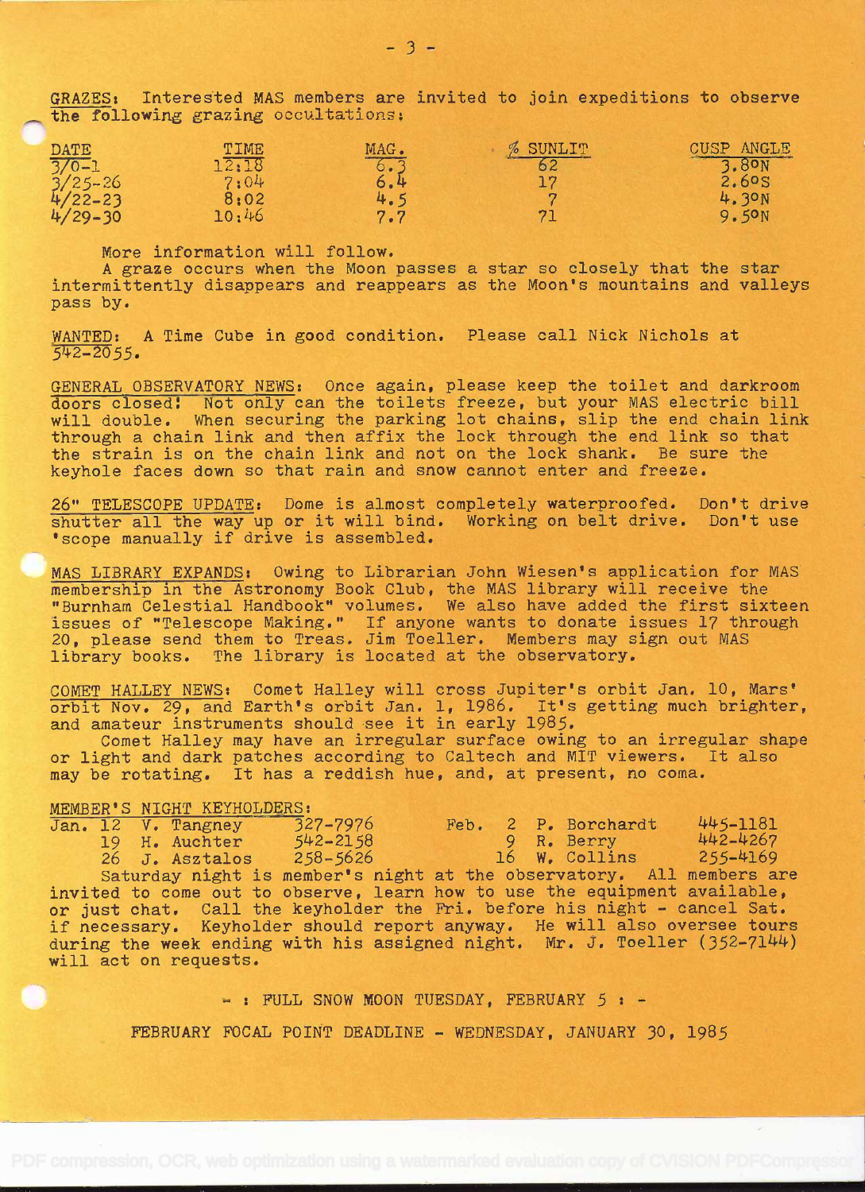**GRAZES:** Interested MAS members are invited to join expeditions to observe the following grazing occultations:

| DATE | TIME | MAG. | % SUNLIT | CUSP ANGLE |
|---|---|---|---|---|
| 3/0-1 | 12:18 | 6.3 | 62 | 3.8°N |
| 3/25-26 | 7:04 | 6.4 | 17 | 2.6°S |
| 4/22-23 | 8:02 | 4.5 | 7 | 4.3°N |
| 4/29-30 | 10:46 | 7.7 | 71 | 9.5°N |

More information will follow.

A graze occurs when the Moon passes a star so closely that the star intermittently disappears and reappears as the Moon's mountains and valleys pass by.

**WANTED:** A Time Cube in good condition. Please call Nick Nichols at 542-2055.

**GENERAL OBSERVATORY NEWS:** Once again, please keep the toilet and darkroom doors closed! Not only can the toilets freeze, but your MAS electric bill will double. When securing the parking lot chains, slip the end chain link through a chain link and then affix the lock through the end link so that the strain is on the chain link and not on the lock shank. Be sure the keyhole faces down so that rain and snow cannot enter and freeze.

**26" TELESCOPE UPDATE:** Dome is almost completely waterproofed. Don't drive shutter all the way up or it will bind. Working on belt drive. Don't use 'scope manually if drive is assembled.

**MAS LIBRARY EXPANDS:** Owing to Librarian John Wiesen's application for MAS membership in the Astronomy Book Club, the MAS library will receive the "Burnham Celestial Handbook" volumes. We also have added the first sixteen issues of "Telescope Making." If anyone wants to donate issues 17 through 20, please send them to Treas. Jim Toeller. Members may sign out MAS library books. The library is located at the observatory.

**COMET HALLEY NEWS:** Comet Halley will cross Jupiter's orbit Jan. 10, Mars' orbit Nov. 29, and Earth's orbit Jan. 1, 1986. It's getting much brighter, and amateur instruments should see it in early 1985.

Comet Halley may have an irregular surface owing to an irregular shape or light and dark patches according to Caltech and MIT viewers. It also may be rotating. It has a reddish hue, and, at present, no coma.

**MEMBER'S NIGHT KEYHOLDERS:**

| Date | Keyholder | Phone | Date | Keyholder | Phone |
|---|---|---|---|---|---|
| Jan. 12 | V. Tangney | 327-7976 | Feb. 2 | P. Borchardt | 445-1181 |
| 19 | H. Auchter | 542-2158 | 9 | R. Berry | 442-4267 |
| 26 | J. Asztalos | 258-5626 | 16 | W. Collins | 255-4169 |

Saturday night is member's night at the observatory. All members are invited to come out to observe, learn how to use the equipment available, or just chat. Call the keyholder the Fri. before his night - cancel Sat. if necessary. Keyholder should report anyway. He will also oversee tours during the week ending with his assigned night. Mr. J. Toeller (352-7144) will act on requests.

- : FULL SNOW MOON TUESDAY, FEBRUARY 5 : -

FEBRUARY FOCAL POINT DEADLINE - WEDNESDAY, JANUARY 30, 1985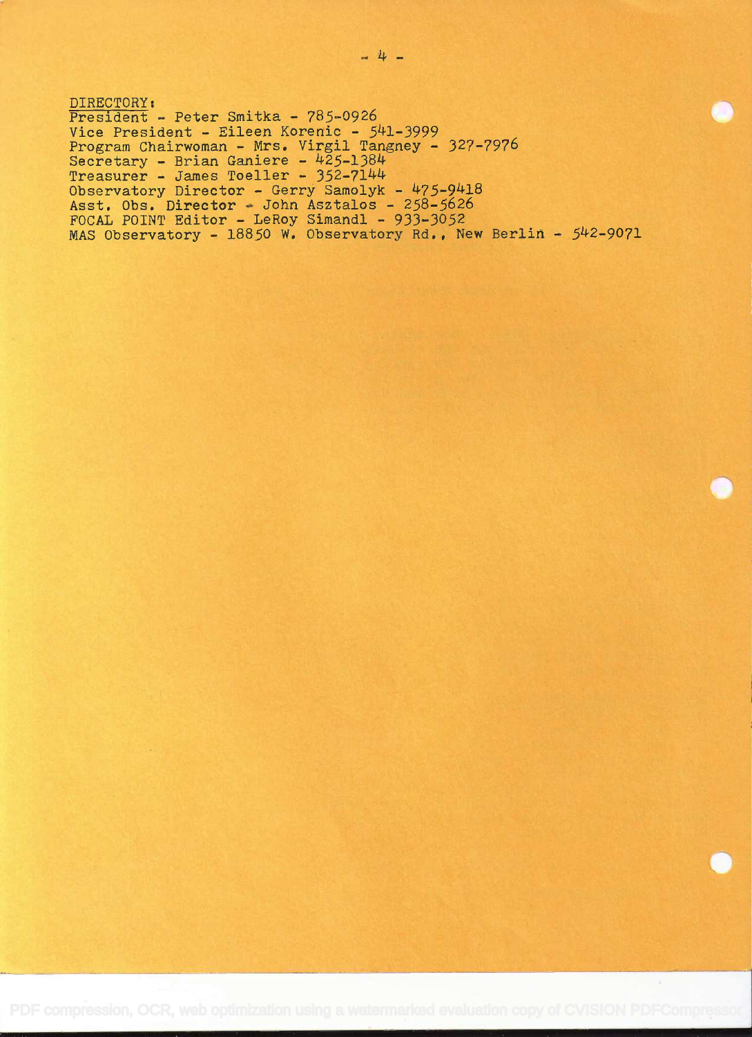DIRECTORY:

President - Peter Smitka - 785-0926
Vice President - Eileen Korenic - 541-3999
Program Chairwoman - Mrs. Virgil Tangney - 327-7976
Secretary - Brian Ganiere - 425-1384
Treasurer - James Toeller - 352-7144
Observatory Director - Gerry Samolyk - 475-9418
Asst. Obs. Director - John Asztalos - 258-5626
FOCAL POINT Editor - LeRoy Simandl - 933-3052
MAS Observatory - 18850 W. Observatory Rd., New Berlin - 542-9071